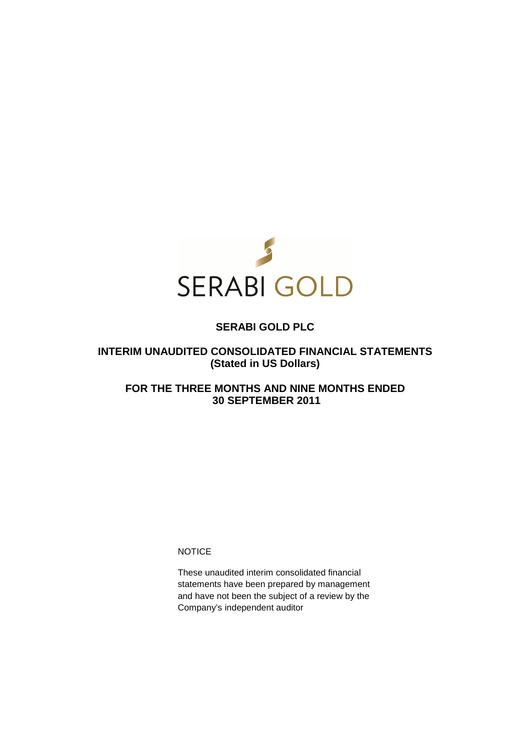SERABI GOLD

# SERABI GOLD PLC

## INTERIM UNAUDITED CONSOLIDATED FINANCIAL STATEMENTS
## (Stated in US Dollars)

## FOR THE THREE MONTHS AND NINE MONTHS ENDED
## 30 SEPTEMBER 2011

NOTICE

These unaudited interim consolidated financial statements have been prepared by management and have not been the subject of a review by the Company's independent auditor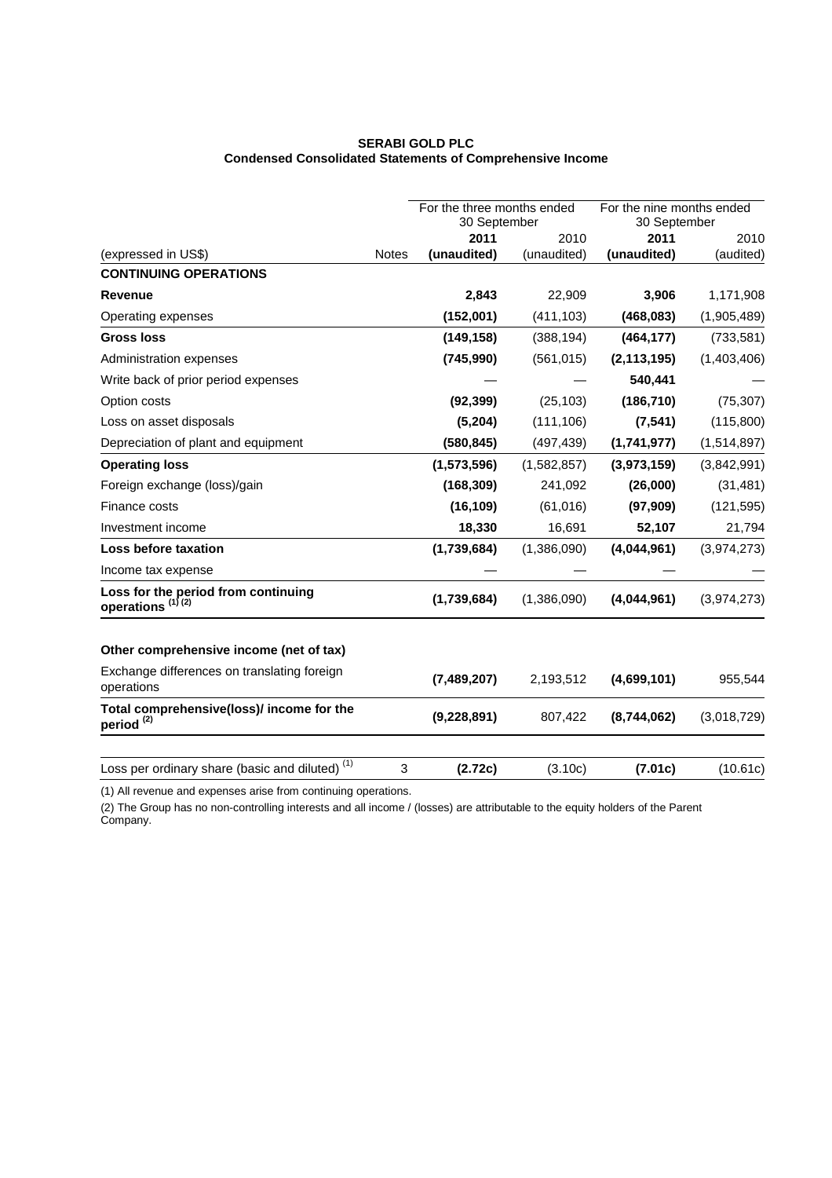**SERABI GOLD PLC**
**Condensed Consolidated Statements of Comprehensive Income**

| | | For the three months ended 30 September | | For the nine months ended 30 September | |
|---|---|---|---|---|---|
| | | **2011** | 2010 | **2011** | 2010 |
| (expressed in US$) | Notes | **(unaudited)** | (unaudited) | **(unaudited)** | (audited) |
| **CONTINUING OPERATIONS** | | | | | |
| **Revenue** | | **2,843** | 22,909 | **3,906** | 1,171,908 |
| Operating expenses | | **(152,001)** | (411,103) | **(468,083)** | (1,905,489) |
| **Gross loss** | | **(149,158)** | (388,194) | **(464,177)** | (733,581) |
| Administration expenses | | **(745,990)** | (561,015) | **(2,113,195)** | (1,403,406) |
| Write back of prior period expenses | | **—** | — | **540,441** | — |
| Option costs | | **(92,399)** | (25,103) | **(186,710)** | (75,307) |
| Loss on asset disposals | | **(5,204)** | (111,106) | **(7,541)** | (115,800) |
| Depreciation of plant and equipment | | **(580,845)** | (497,439) | **(1,741,977)** | (1,514,897) |
| **Operating loss** | | **(1,573,596)** | (1,582,857) | **(3,973,159)** | (3,842,991) |
| Foreign exchange (loss)/gain | | **(168,309)** | 241,092 | **(26,000)** | (31,481) |
| Finance costs | | **(16,109)** | (61,016) | **(97,909)** | (121,595) |
| Investment income | | **18,330** | 16,691 | **52,107** | 21,794 |
| **Loss before taxation** | | **(1,739,684)** | (1,386,090) | **(4,044,961)** | (3,974,273) |
| Income tax expense | | **—** | — | **—** | — |
| **Loss for the period from continuing operations (1) (2)** | | **(1,739,684)** | (1,386,090) | **(4,044,961)** | (3,974,273) |
| | | | | | |
| **Other comprehensive income (net of tax)** | | | | | |
| Exchange differences on translating foreign operations | | **(7,489,207)** | 2,193,512 | **(4,699,101)** | 955,544 |
| **Total comprehensive(loss)/ income for the period (2)** | | **(9,228,891)** | 807,422 | **(8,744,062)** | (3,018,729) |
| | | | | | |
| Loss per ordinary share (basic and diluted) (1) | 3 | **(2.72c)** | (3.10c) | **(7.01c)** | (10.61c) |

(1) All revenue and expenses arise from continuing operations.

(2) The Group has no non-controlling interests and all income / (losses) are attributable to the equity holders of the Parent Company.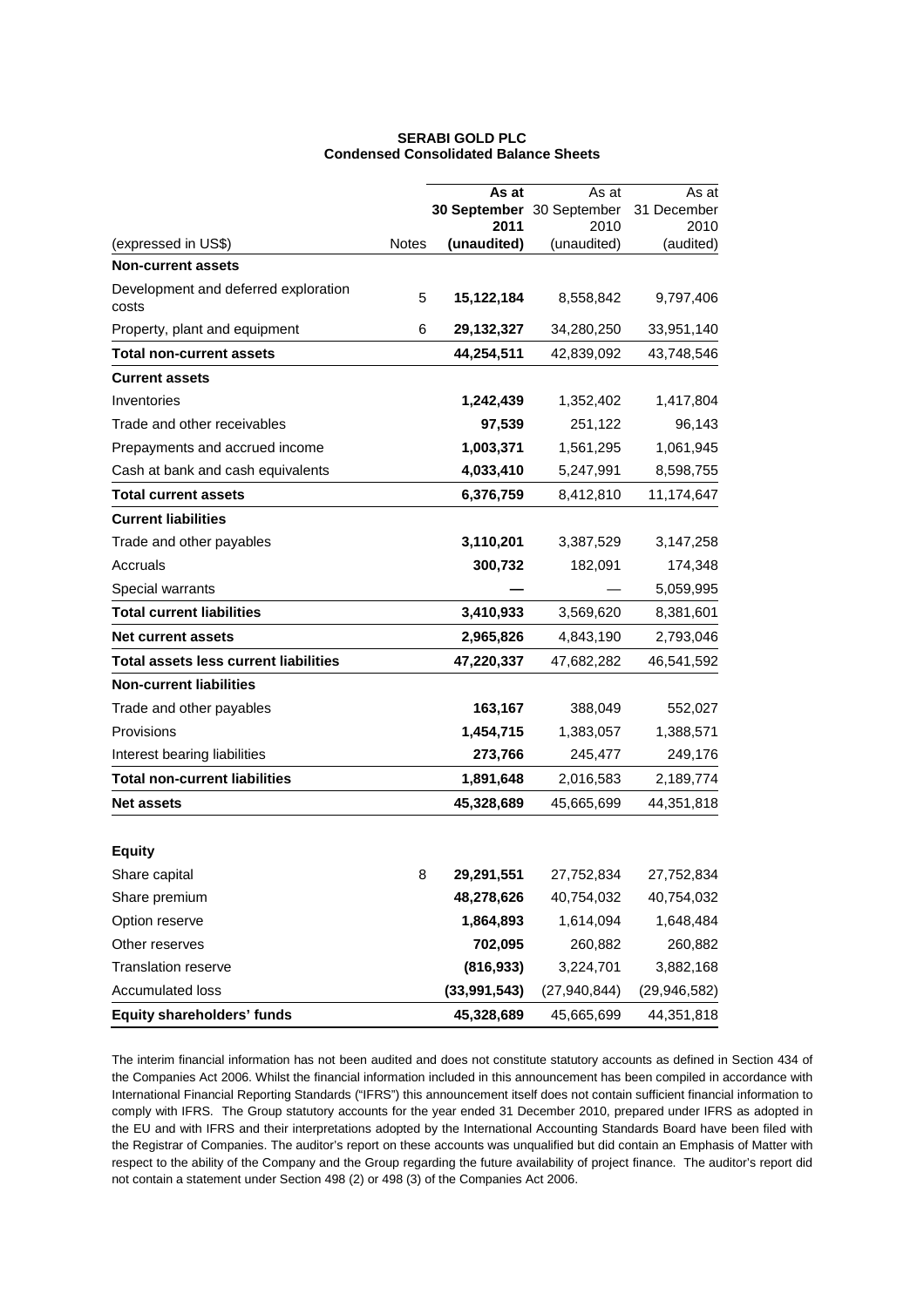**SERABI GOLD PLC**
**Condensed Consolidated Balance Sheets**

| (expressed in US$) | Notes | **As at 30 September 2011 (unaudited)** | As at 30 September 2010 (unaudited) | As at 31 December 2010 (audited) |
|---|---|---|---|---|
| **Non-current assets** | | | | |
| Development and deferred exploration costs | 5 | **15,122,184** | 8,558,842 | 9,797,406 |
| Property, plant and equipment | 6 | **29,132,327** | 34,280,250 | 33,951,140 |
| **Total non-current assets** | | **44,254,511** | 42,839,092 | 43,748,546 |
| **Current assets** | | | | |
| Inventories | | **1,242,439** | 1,352,402 | 1,417,804 |
| Trade and other receivables | | **97,539** | 251,122 | 96,143 |
| Prepayments and accrued income | | **1,003,371** | 1,561,295 | 1,061,945 |
| Cash at bank and cash equivalents | | **4,033,410** | 5,247,991 | 8,598,755 |
| **Total current assets** | | **6,376,759** | 8,412,810 | 11,174,647 |
| **Current liabilities** | | | | |
| Trade and other payables | | **3,110,201** | 3,387,529 | 3,147,258 |
| Accruals | | **300,732** | 182,091 | 174,348 |
| Special warrants | | **—** | — | 5,059,995 |
| **Total current liabilities** | | **3,410,933** | 3,569,620 | 8,381,601 |
| **Net current assets** | | **2,965,826** | 4,843,190 | 2,793,046 |
| **Total assets less current liabilities** | | **47,220,337** | 47,682,282 | 46,541,592 |
| **Non-current liabilities** | | | | |
| Trade and other payables | | **163,167** | 388,049 | 552,027 |
| Provisions | | **1,454,715** | 1,383,057 | 1,388,571 |
| Interest bearing liabilities | | **273,766** | 245,477 | 249,176 |
| **Total non-current liabilities** | | **1,891,648** | 2,016,583 | 2,189,774 |
| **Net assets** | | **45,328,689** | 45,665,699 | 44,351,818 |
| | | | | |
| **Equity** | | | | |
| Share capital | 8 | **29,291,551** | 27,752,834 | 27,752,834 |
| Share premium | | **48,278,626** | 40,754,032 | 40,754,032 |
| Option reserve | | **1,864,893** | 1,614,094 | 1,648,484 |
| Other reserves | | **702,095** | 260,882 | 260,882 |
| Translation reserve | | **(816,933)** | 3,224,701 | 3,882,168 |
| Accumulated loss | | **(33,991,543)** | (27,940,844) | (29,946,582) |
| **Equity shareholders' funds** | | **45,328,689** | 45,665,699 | 44,351,818 |

The interim financial information has not been audited and does not constitute statutory accounts as defined in Section 434 of the Companies Act 2006. Whilst the financial information included in this announcement has been compiled in accordance with International Financial Reporting Standards ("IFRS") this announcement itself does not contain sufficient financial information to comply with IFRS. The Group statutory accounts for the year ended 31 December 2010, prepared under IFRS as adopted in the EU and with IFRS and their interpretations adopted by the International Accounting Standards Board have been filed with the Registrar of Companies. The auditor's report on these accounts was unqualified but did contain an Emphasis of Matter with respect to the ability of the Company and the Group regarding the future availability of project finance. The auditor's report did not contain a statement under Section 498 (2) or 498 (3) of the Companies Act 2006.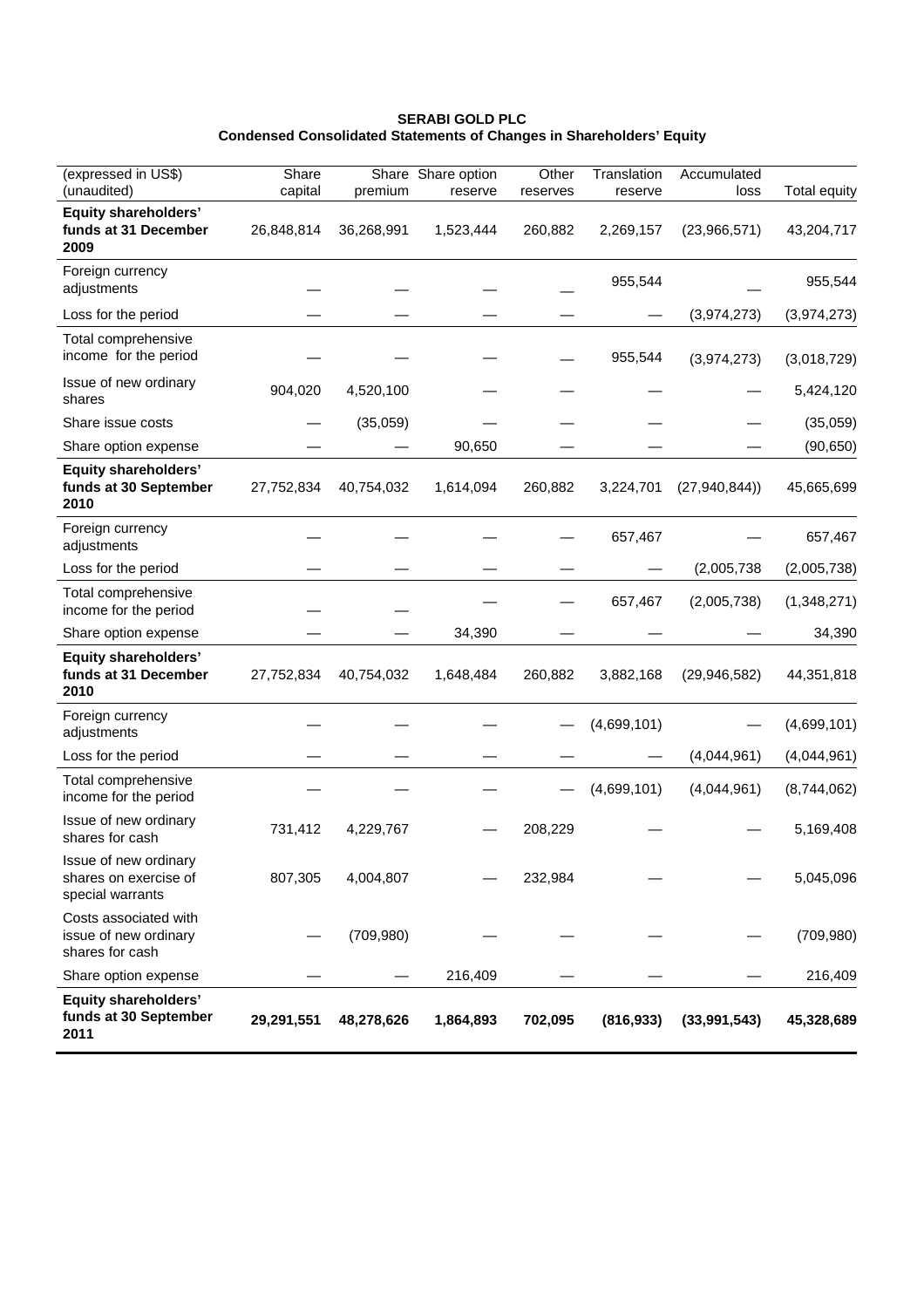**SERABI GOLD PLC**
**Condensed Consolidated Statements of Changes in Shareholders' Equity**

| (expressed in US$) (unaudited) | Share capital | Share premium | Share option reserve | Other reserves | Translation reserve | Accumulated loss | Total equity |
|---|---|---|---|---|---|---|---|
| **Equity shareholders' funds at 31 December 2009** | 26,848,814 | 36,268,991 | 1,523,444 | 260,882 | 2,269,157 | (23,966,571) | 43,204,717 |
| Foreign currency adjustments | — | — | — | — | 955,544 | — | 955,544 |
| Loss for the period | — | — | — | — | — | (3,974,273) | (3,974,273) |
| Total comprehensive income for the period | — | — | — | — | 955,544 | (3,974,273) | (3,018,729) |
| Issue of new ordinary shares | 904,020 | 4,520,100 | — | — | — | — | 5,424,120 |
| Share issue costs | — | (35,059) | — | — | — | — | (35,059) |
| Share option expense | — | — | 90,650 | — | — | — | (90,650) |
| **Equity shareholders' funds at 30 September 2010** | 27,752,834 | 40,754,032 | 1,614,094 | 260,882 | 3,224,701 | (27,940,844)) | 45,665,699 |
| Foreign currency adjustments | — | — | — | — | 657,467 | — | 657,467 |
| Loss for the period | — | — | — | — | — | (2,005,738 | (2,005,738) |
| Total comprehensive income for the period | — | — | — | — | 657,467 | (2,005,738) | (1,348,271) |
| Share option expense | — | — | 34,390 | — | — | — | 34,390 |
| **Equity shareholders' funds at 31 December 2010** | 27,752,834 | 40,754,032 | 1,648,484 | 260,882 | 3,882,168 | (29,946,582) | 44,351,818 |
| Foreign currency adjustments | — | — | — | — | (4,699,101) | — | (4,699,101) |
| Loss for the period | — | — | — | — | — | (4,044,961) | (4,044,961) |
| Total comprehensive income for the period | — | — | — | — | (4,699,101) | (4,044,961) | (8,744,062) |
| Issue of new ordinary shares for cash | 731,412 | 4,229,767 | — | 208,229 | — | — | 5,169,408 |
| Issue of new ordinary shares on exercise of special warrants | 807,305 | 4,004,807 | — | 232,984 | — | — | 5,045,096 |
| Costs associated with issue of new ordinary shares for cash | — | (709,980) | — | — | — | — | (709,980) |
| Share option expense | — | — | 216,409 | — | — | — | 216,409 |
| **Equity shareholders' funds at 30 September 2011** | **29,291,551** | **48,278,626** | **1,864,893** | **702,095** | **(816,933)** | **(33,991,543)** | **45,328,689** |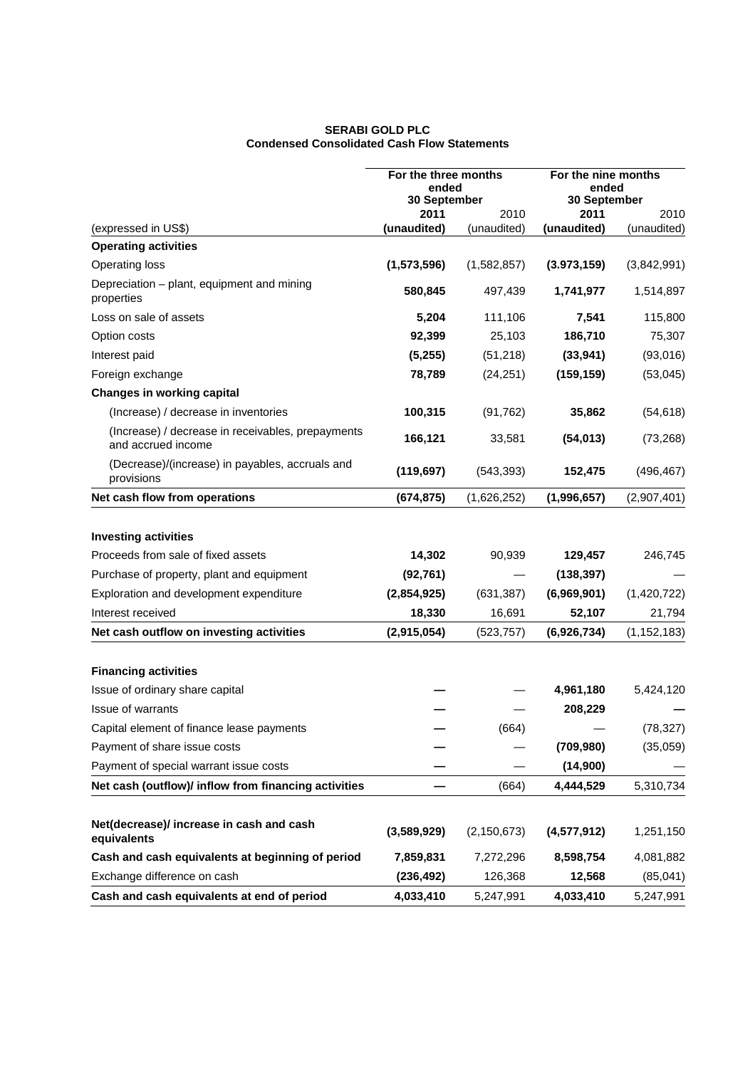**SERABI GOLD PLC**
**Condensed Consolidated Cash Flow Statements**

| | For the three months ended 30 September | | For the nine months ended 30 September | |
|---|---|---|---|---|
| | **2011** | 2010 | **2011** | 2010 |
| (expressed in US$) | **(unaudited)** | (unaudited) | **(unaudited)** | (unaudited) |
| **Operating activities** | | | | |
| Operating loss | **(1,573,596)** | (1,582,857) | **(3.973,159)** | (3,842,991) |
| Depreciation – plant, equipment and mining properties | **580,845** | 497,439 | **1,741,977** | 1,514,897 |
| Loss on sale of assets | **5,204** | 111,106 | **7,541** | 115,800 |
| Option costs | **92,399** | 25,103 | **186,710** | 75,307 |
| Interest paid | **(5,255)** | (51,218) | **(33,941)** | (93,016) |
| Foreign exchange | **78,789** | (24,251) | **(159,159)** | (53,045) |
| **Changes in working capital** | | | | |
| (Increase) / decrease in inventories | **100,315** | (91,762) | **35,862** | (54,618) |
| (Increase) / decrease in receivables, prepayments and accrued income | **166,121** | 33,581 | **(54,013)** | (73,268) |
| (Decrease)/(increase) in payables, accruals and provisions | **(119,697)** | (543,393) | **152,475** | (496,467) |
| **Net cash flow from operations** | **(674,875)** | (1,626,252) | **(1,996,657)** | (2,907,401) |
| | | | | |
| **Investing activities** | | | | |
| Proceeds from sale of fixed assets | **14,302** | 90,939 | **129,457** | 246,745 |
| Purchase of property, plant and equipment | **(92,761)** | — | **(138,397)** | — |
| Exploration and development expenditure | **(2,854,925)** | (631,387) | **(6,969,901)** | (1,420,722) |
| Interest received | **18,330** | 16,691 | **52,107** | 21,794 |
| **Net cash outflow on investing activities** | **(2,915,054)** | (523,757) | **(6,926,734)** | (1,152,183) |
| | | | | |
| **Financing activities** | | | | |
| Issue of ordinary share capital | **—** | — | **4,961,180** | 5,424,120 |
| Issue of warrants | **—** | — | **208,229** | **—** |
| Capital element of finance lease payments | **—** | (664) | — | (78,327) |
| Payment of share issue costs | **—** | — | **(709,980)** | (35,059) |
| Payment of special warrant issue costs | **—** | — | **(14,900)** | — |
| **Net cash (outflow)/ inflow from financing activities** | **—** | (664) | **4,444,529** | 5,310,734 |
| | | | | |
| **Net(decrease)/ increase in cash and cash equivalents** | **(3,589,929)** | (2,150,673) | **(4,577,912)** | 1,251,150 |
| **Cash and cash equivalents at beginning of period** | **7,859,831** | 7,272,296 | **8,598,754** | 4,081,882 |
| Exchange difference on cash | **(236,492)** | 126,368 | **12,568** | (85,041) |
| **Cash and cash equivalents at end of period** | **4,033,410** | 5,247,991 | **4,033,410** | 5,247,991 |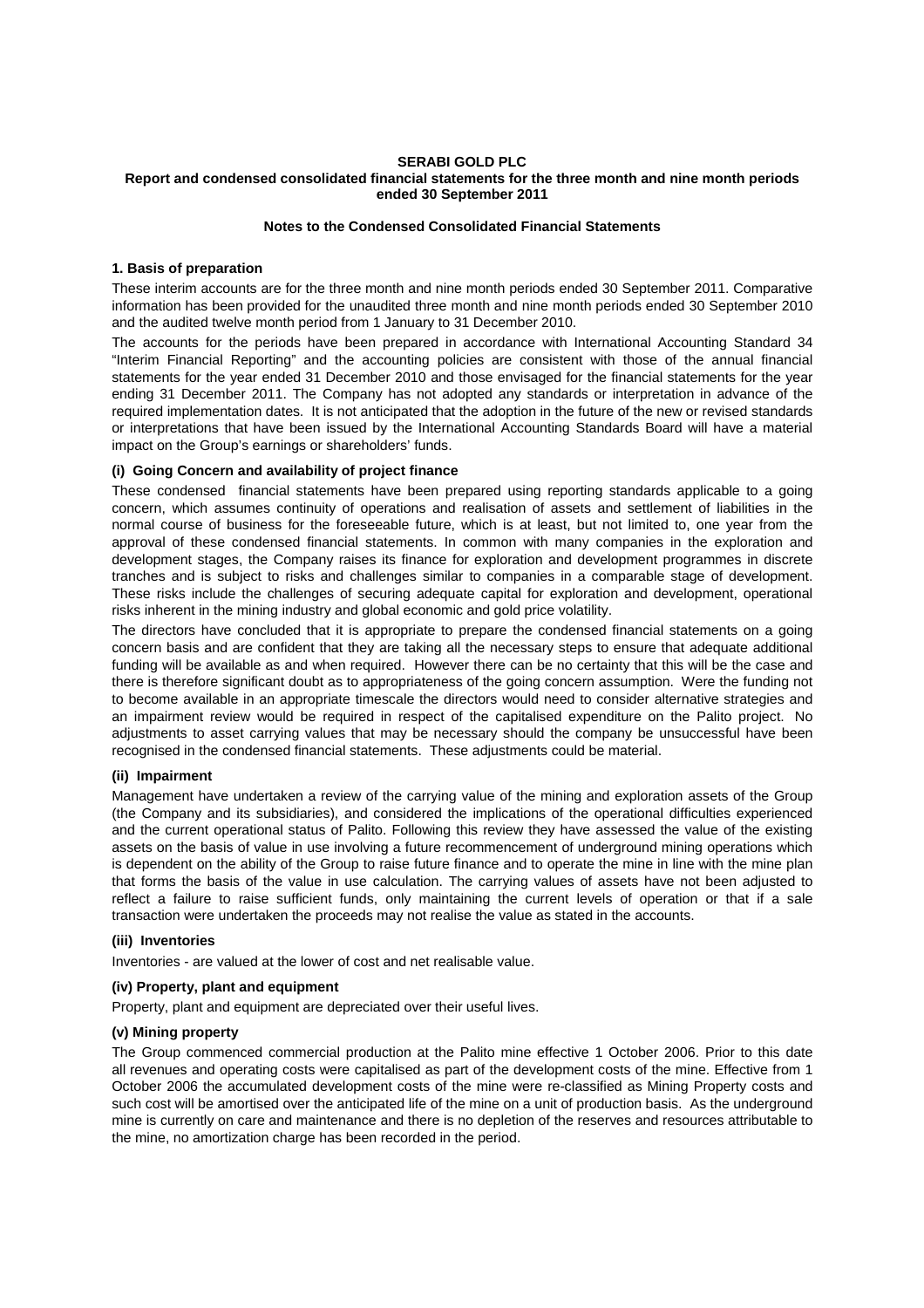**SERABI GOLD PLC**
**Report and condensed consolidated financial statements for the three month and nine month periods ended 30 September 2011**

**Notes to the Condensed Consolidated Financial Statements**

### 1. Basis of preparation

These interim accounts are for the three month and nine month periods ended 30 September 2011. Comparative information has been provided for the unaudited three month and nine month periods ended 30 September 2010 and the audited twelve month period from 1 January to 31 December 2010.

The accounts for the periods have been prepared in accordance with International Accounting Standard 34 "Interim Financial Reporting" and the accounting policies are consistent with those of the annual financial statements for the year ended 31 December 2010 and those envisaged for the financial statements for the year ending 31 December 2011. The Company has not adopted any standards or interpretation in advance of the required implementation dates. It is not anticipated that the adoption in the future of the new or revised standards or interpretations that have been issued by the International Accounting Standards Board will have a material impact on the Group's earnings or shareholders' funds.

#### (i) Going Concern and availability of project finance

These condensed financial statements have been prepared using reporting standards applicable to a going concern, which assumes continuity of operations and realisation of assets and settlement of liabilities in the normal course of business for the foreseeable future, which is at least, but not limited to, one year from the approval of these condensed financial statements. In common with many companies in the exploration and development stages, the Company raises its finance for exploration and development programmes in discrete tranches and is subject to risks and challenges similar to companies in a comparable stage of development. These risks include the challenges of securing adequate capital for exploration and development, operational risks inherent in the mining industry and global economic and gold price volatility.

The directors have concluded that it is appropriate to prepare the condensed financial statements on a going concern basis and are confident that they are taking all the necessary steps to ensure that adequate additional funding will be available as and when required. However there can be no certainty that this will be the case and there is therefore significant doubt as to appropriateness of the going concern assumption. Were the funding not to become available in an appropriate timescale the directors would need to consider alternative strategies and an impairment review would be required in respect of the capitalised expenditure on the Palito project. No adjustments to asset carrying values that may be necessary should the company be unsuccessful have been recognised in the condensed financial statements. These adjustments could be material.

#### (ii) Impairment

Management have undertaken a review of the carrying value of the mining and exploration assets of the Group (the Company and its subsidiaries), and considered the implications of the operational difficulties experienced and the current operational status of Palito. Following this review they have assessed the value of the existing assets on the basis of value in use involving a future recommencement of underground mining operations which is dependent on the ability of the Group to raise future finance and to operate the mine in line with the mine plan that forms the basis of the value in use calculation. The carrying values of assets have not been adjusted to reflect a failure to raise sufficient funds, only maintaining the current levels of operation or that if a sale transaction were undertaken the proceeds may not realise the value as stated in the accounts.

#### (iii) Inventories

Inventories - are valued at the lower of cost and net realisable value.

#### (iv) Property, plant and equipment

Property, plant and equipment are depreciated over their useful lives.

#### (v) Mining property

The Group commenced commercial production at the Palito mine effective 1 October 2006. Prior to this date all revenues and operating costs were capitalised as part of the development costs of the mine. Effective from 1 October 2006 the accumulated development costs of the mine were re-classified as Mining Property costs and such cost will be amortised over the anticipated life of the mine on a unit of production basis. As the underground mine is currently on care and maintenance and there is no depletion of the reserves and resources attributable to the mine, no amortization charge has been recorded in the period.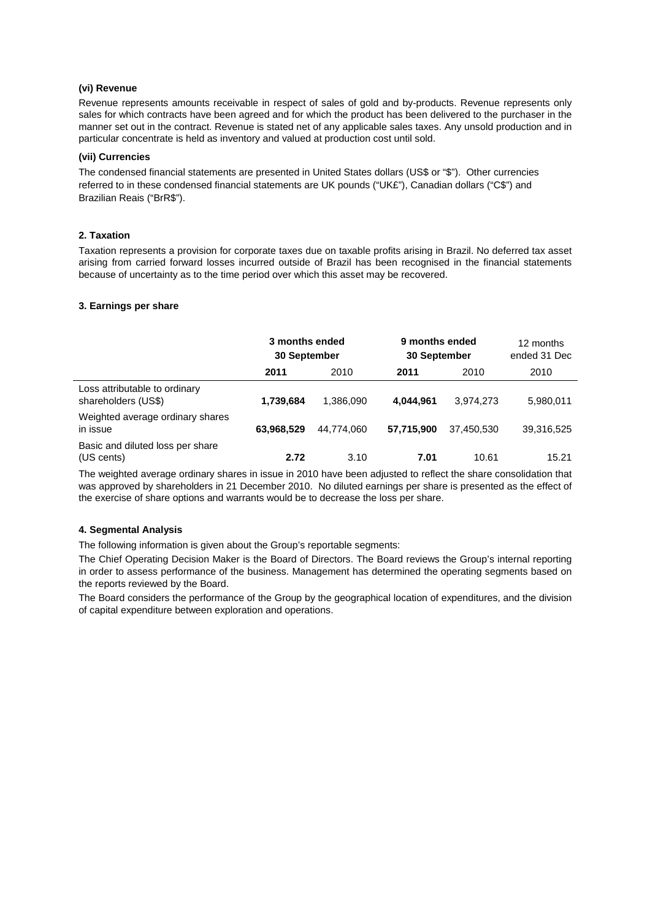### (vi) Revenue

Revenue represents amounts receivable in respect of sales of gold and by-products. Revenue represents only sales for which contracts have been agreed and for which the product has been delivered to the purchaser in the manner set out in the contract. Revenue is stated net of any applicable sales taxes. Any unsold production and in particular concentrate is held as inventory and valued at production cost until sold.

### (vii) Currencies

The condensed financial statements are presented in United States dollars (US$ or "$"). Other currencies referred to in these condensed financial statements are UK pounds ("UK£"), Canadian dollars ("C$") and Brazilian Reais ("BrR$").

## 2. Taxation

Taxation represents a provision for corporate taxes due on taxable profits arising in Brazil. No deferred tax asset arising from carried forward losses incurred outside of Brazil has been recognised in the financial statements because of uncertainty as to the time period over which this asset may be recovered.

## 3. Earnings per share

| | **3 months ended 30 September** | | **9 months ended 30 September** | | 12 months ended 31 Dec |
|---|---|---|---|---|---|
| | **2011** | 2010 | **2011** | 2010 | 2010 |
| Loss attributable to ordinary shareholders (US$) | **1,739,684** | 1,386,090 | **4,044,961** | 3,974,273 | 5,980,011 |
| Weighted average ordinary shares in issue | **63,968,529** | 44,774,060 | **57,715,900** | 37,450,530 | 39,316,525 |
| Basic and diluted loss per share (US cents) | **2.72** | 3.10 | **7.01** | 10.61 | 15.21 |

The weighted average ordinary shares in issue in 2010 have been adjusted to reflect the share consolidation that was approved by shareholders in 21 December 2010. No diluted earnings per share is presented as the effect of the exercise of share options and warrants would be to decrease the loss per share.

## 4. Segmental Analysis

The following information is given about the Group's reportable segments:

The Chief Operating Decision Maker is the Board of Directors. The Board reviews the Group's internal reporting in order to assess performance of the business. Management has determined the operating segments based on the reports reviewed by the Board.

The Board considers the performance of the Group by the geographical location of expenditures, and the division of capital expenditure between exploration and operations.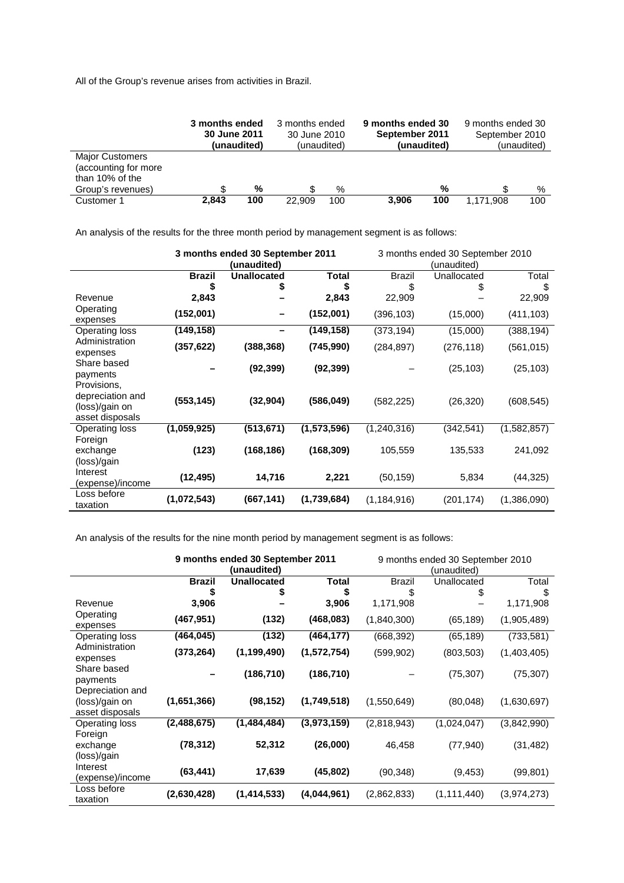All of the Group's revenue arises from activities in Brazil.

| | **3 months ended 30 June 2011 (unaudited)** | | 3 months ended 30 June 2010 (unaudited) | | **9 months ended 30 September 2011 (unaudited)** | | 9 months ended 30 September 2010 (unaudited) | |
|---|---|---|---|---|---|---|---|---|
| Major Customers (accounting for more than 10% of the Group's revenues) | $ | **%** | $ | % | | **%** | $ | % |
| Customer 1 | **2,843** | **100** | 22,909 | 100 | **3,906** | **100** | 1,171,908 | 100 |

An analysis of the results for the three month period by management segment is as follows:

| | **3 months ended 30 September 2011 (unaudited)** | | | 3 months ended 30 September 2010 (unaudited) | | |
|---|---|---|---|---|---|---|
| | **Brazil $** | **Unallocated $** | **Total $** | Brazil $ | Unallocated $ | Total $ |
| Revenue | **2,843** | **–** | **2,843** | 22,909 | – | 22,909 |
| Operating expenses | **(152,001)** | **–** | **(152,001)** | (396,103) | (15,000) | (411,103) |
| Operating loss | **(149,158)** | **–** | **(149,158)** | (373,194) | (15,000) | (388,194) |
| Administration expenses | **(357,622)** | **(388,368)** | **(745,990)** | (284,897) | (276,118) | (561,015) |
| Share based payments | **–** | **(92,399)** | **(92,399)** | – | (25,103) | (25,103) |
| Provisions, depreciation and (loss)/gain on asset disposals | **(553,145)** | **(32,904)** | **(586,049)** | (582,225) | (26,320) | (608,545) |
| Operating loss | **(1,059,925)** | **(513,671)** | **(1,573,596)** | (1,240,316) | (342,541) | (1,582,857) |
| Foreign exchange (loss)/gain | **(123)** | **(168,186)** | **(168,309)** | 105,559 | 135,533 | 241,092 |
| Interest (expense)/income | **(12,495)** | **14,716** | **2,221** | (50,159) | 5,834 | (44,325) |
| Loss before taxation | **(1,072,543)** | **(667,141)** | **(1,739,684)** | (1,184,916) | (201,174) | (1,386,090) |

An analysis of the results for the nine month period by management segment is as follows:

| | **9 months ended 30 September 2011 (unaudited)** | | | 9 months ended 30 September 2010 (unaudited) | | |
|---|---|---|---|---|---|---|
| | **Brazil $** | **Unallocated $** | **Total $** | Brazil $ | Unallocated $ | Total $ |
| Revenue | **3,906** | **–** | **3,906** | 1,171,908 | – | 1,171,908 |
| Operating expenses | **(467,951)** | **(132)** | **(468,083)** | (1,840,300) | (65,189) | (1,905,489) |
| Operating loss | **(464,045)** | **(132)** | **(464,177)** | (668,392) | (65,189) | (733,581) |
| Administration expenses | **(373,264)** | **(1,199,490)** | **(1,572,754)** | (599,902) | (803,503) | (1,403,405) |
| Share based payments | **–** | **(186,710)** | **(186,710)** | – | (75,307) | (75,307) |
| Depreciation and (loss)/gain on asset disposals | **(1,651,366)** | **(98,152)** | **(1,749,518)** | (1,550,649) | (80,048) | (1,630,697) |
| Operating loss | **(2,488,675)** | **(1,484,484)** | **(3,973,159)** | (2,818,943) | (1,024,047) | (3,842,990) |
| Foreign exchange (loss)/gain | **(78,312)** | **52,312** | **(26,000)** | 46,458 | (77,940) | (31,482) |
| Interest (expense)/income | **(63,441)** | **17,639** | **(45,802)** | (90,348) | (9,453) | (99,801) |
| Loss before taxation | **(2,630,428)** | **(1,414,533)** | **(4,044,961)** | (2,862,833) | (1,111,440) | (3,974,273) |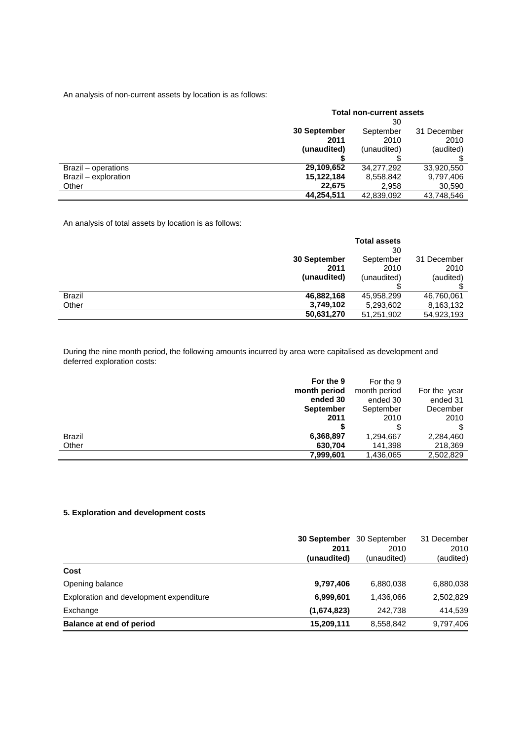An analysis of non-current assets by location is as follows:

| | Total non-current assets | | |
|---|---|---|---|
| | **30 September 2011 (unaudited) $** | 30 September 2010 (unaudited) $ | 31 December 2010 (audited) $ |
| Brazil – operations | **29,109,652** | 34,277,292 | 33,920,550 |
| Brazil – exploration | **15,122,184** | 8,558,842 | 9,797,406 |
| Other | **22,675** | 2,958 | 30,590 |
| | **44,254,511** | 42,839,092 | 43,748,546 |

An analysis of total assets by location is as follows:

| | Total assets | | |
|---|---|---|---|
| | **30 September 2011 (unaudited)** | 30 September 2010 (unaudited) $ | 31 December 2010 (audited) $ |
| Brazil | **46,882,168** | 45,958,299 | 46,760,061 |
| Other | **3,749,102** | 5,293,602 | 8,163,132 |
| | **50,631,270** | 51,251,902 | 54,923,193 |

During the nine month period, the following amounts incurred by area were capitalised as development and deferred exploration costs:

| | **For the 9 month period ended 30 September 2011 $** | For the 9 month period ended 30 September 2010 $ | For the year ended 31 December 2010 $ |
|---|---|---|---|
| Brazil | **6,368,897** | 1,294,667 | 2,284,460 |
| Other | **630,704** | 141,398 | 218,369 |
| | **7,999,601** | 1,436,065 | 2,502,829 |

**5. Exploration and development costs**

| | **30 September 2011 (unaudited)** | 30 September 2010 (unaudited) | 31 December 2010 (audited) |
|---|---|---|---|
| **Cost** | | | |
| Opening balance | **9,797,406** | 6,880,038 | 6,880,038 |
| Exploration and development expenditure | **6,999,601** | 1,436,066 | 2,502,829 |
| Exchange | **(1,674,823)** | 242,738 | 414,539 |
| **Balance at end of period** | **15,209,111** | 8,558,842 | 9,797,406 |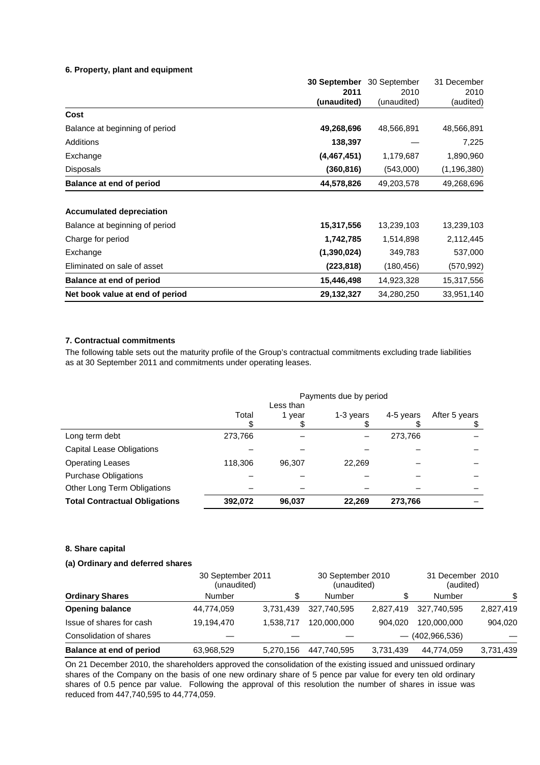**6. Property, plant and equipment**

| | **30 September 2011 (unaudited)** | 30 September 2010 (unaudited) | 31 December 2010 (audited) |
|---|---|---|---|
| **Cost** | | | |
| Balance at beginning of period | **49,268,696** | 48,566,891 | 48,566,891 |
| Additions | **138,397** | — | 7,225 |
| Exchange | **(4,467,451)** | 1,179,687 | 1,890,960 |
| Disposals | **(360,816)** | (543,000) | (1,196,380) |
| **Balance at end of period** | **44,578,826** | 49,203,578 | 49,268,696 |
| | | | |
| **Accumulated depreciation** | | | |
| Balance at beginning of period | **15,317,556** | 13,239,103 | 13,239,103 |
| Charge for period | **1,742,785** | 1,514,898 | 2,112,445 |
| Exchange | **(1,390,024)** | 349,783 | 537,000 |
| Eliminated on sale of asset | **(223,818)** | (180,456) | (570,992) |
| **Balance at end of period** | **15,446,498** | 14,923,328 | 15,317,556 |
| **Net book value at end of period** | **29,132,327** | 34,280,250 | 33,951,140 |

**7. Contractual commitments**

The following table sets out the maturity profile of the Group's contractual commitments excluding trade liabilities as at 30 September 2011 and commitments under operating leases.

| | Payments due by period | | | | |
|---|---|---|---|---|---|
| | Total $ | Less than 1 year $ | 1-3 years $ | 4-5 years $ | After 5 years $ |
| Long term debt | 273,766 | – | – | 273,766 | – |
| Capital Lease Obligations | – | – | – | – | – |
| Operating Leases | 118,306 | 96,307 | 22,269 | – | – |
| Purchase Obligations | – | – | – | – | – |
| Other Long Term Obligations | – | – | – | – | – |
| **Total Contractual Obligations** | **392,072** | **96,037** | **22,269** | **273,766** | – |

**8. Share capital**

**(a) Ordinary and deferred shares**

| | 30 September 2011 (unaudited) | | 30 September 2010 (unaudited) | | 31 December 2010 (audited) | |
|---|---|---|---|---|---|---|
| **Ordinary Shares** | Number | $ | Number | $ | Number | $ |
| **Opening balance** | 44,774,059 | 3,731,439 | 327,740,595 | 2,827,419 | 327,740,595 | 2,827,419 |
| Issue of shares for cash | 19,194,470 | 1,538,717 | 120,000,000 | 904,020 | 120,000,000 | 904,020 |
| Consolidation of shares | — | — | — | — | (402,966,536) | — |
| **Balance at end of period** | 63,968,529 | 5,270,156 | 447,740,595 | 3,731,439 | 44,774,059 | 3,731,439 |

On 21 December 2010, the shareholders approved the consolidation of the existing issued and unissued ordinary shares of the Company on the basis of one new ordinary share of 5 pence par value for every ten old ordinary shares of 0.5 pence par value. Following the approval of this resolution the number of shares in issue was reduced from 447,740,595 to 44,774,059.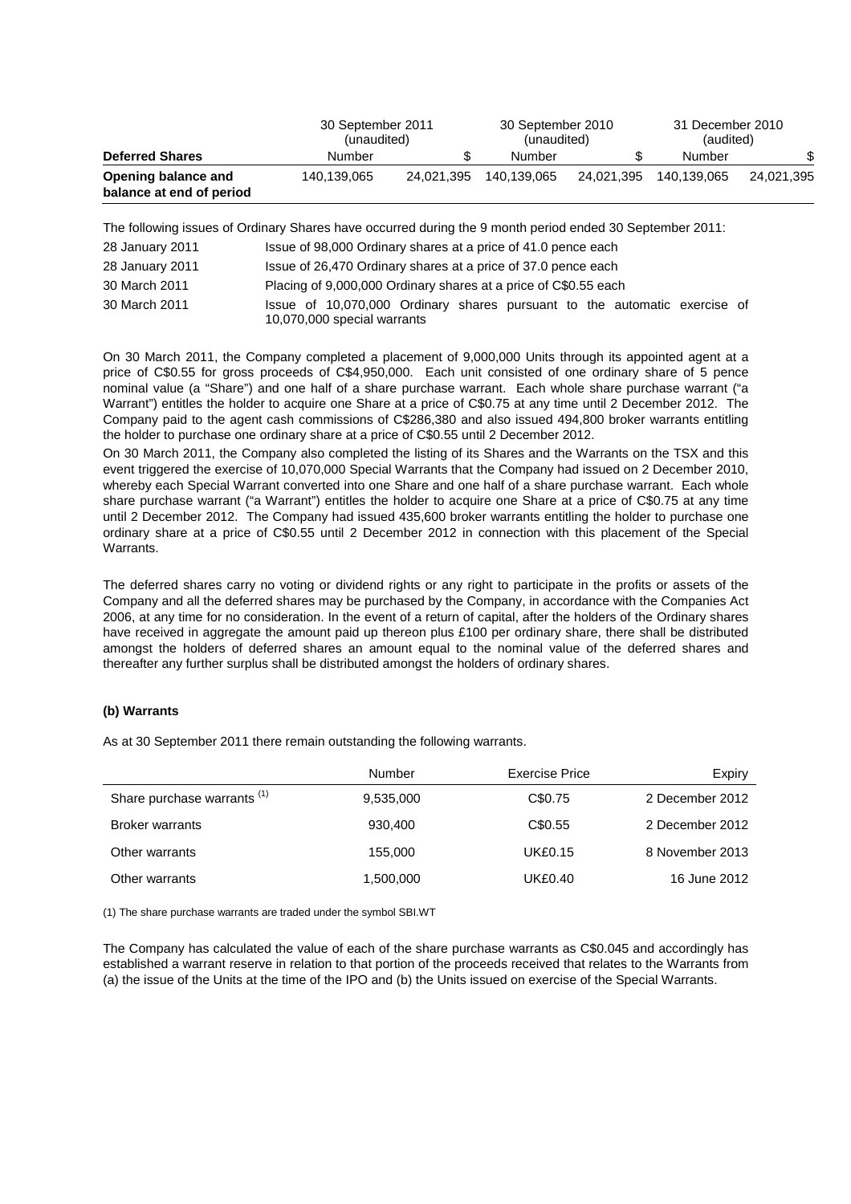| | 30 September 2011 (unaudited) | | 30 September 2010 (unaudited) | | 31 December 2010 (audited) | |
|---|---|---|---|---|---|---|
| **Deferred Shares** | Number | $ | Number | $ | Number | $ |
| **Opening balance and balance at end of period** | 140,139,065 | 24,021,395 | 140,139,065 | 24,021,395 | 140,139,065 | 24,021,395 |

The following issues of Ordinary Shares have occurred during the 9 month period ended 30 September 2011:

| | |
|---|---|
| 28 January 2011 | Issue of 98,000 Ordinary shares at a price of 41.0 pence each |
| 28 January 2011 | Issue of 26,470 Ordinary shares at a price of 37.0 pence each |
| 30 March 2011 | Placing of 9,000,000 Ordinary shares at a price of C$0.55 each |
| 30 March 2011 | Issue of 10,070,000 Ordinary shares pursuant to the automatic exercise of 10,070,000 special warrants |

On 30 March 2011, the Company completed a placement of 9,000,000 Units through its appointed agent at a price of C$0.55 for gross proceeds of C$4,950,000. Each unit consisted of one ordinary share of 5 pence nominal value (a "Share") and one half of a share purchase warrant. Each whole share purchase warrant ("a Warrant") entitles the holder to acquire one Share at a price of C$0.75 at any time until 2 December 2012. The Company paid to the agent cash commissions of C$286,380 and also issued 494,800 broker warrants entitling the holder to purchase one ordinary share at a price of C$0.55 until 2 December 2012.

On 30 March 2011, the Company also completed the listing of its Shares and the Warrants on the TSX and this event triggered the exercise of 10,070,000 Special Warrants that the Company had issued on 2 December 2010, whereby each Special Warrant converted into one Share and one half of a share purchase warrant. Each whole share purchase warrant ("a Warrant") entitles the holder to acquire one Share at a price of C$0.75 at any time until 2 December 2012. The Company had issued 435,600 broker warrants entitling the holder to purchase one ordinary share at a price of C$0.55 until 2 December 2012 in connection with this placement of the Special Warrants.

The deferred shares carry no voting or dividend rights or any right to participate in the profits or assets of the Company and all the deferred shares may be purchased by the Company, in accordance with the Companies Act 2006, at any time for no consideration. In the event of a return of capital, after the holders of the Ordinary shares have received in aggregate the amount paid up thereon plus £100 per ordinary share, there shall be distributed amongst the holders of deferred shares an amount equal to the nominal value of the deferred shares and thereafter any further surplus shall be distributed amongst the holders of ordinary shares.

**(b) Warrants**

As at 30 September 2011 there remain outstanding the following warrants.

| | Number | Exercise Price | Expiry |
|---|---|---|---|
| Share purchase warrants [1] | 9,535,000 | C$0.75 | 2 December 2012 |
| Broker warrants | 930,400 | C$0.55 | 2 December 2012 |
| Other warrants | 155,000 | UK£0.15 | 8 November 2013 |
| Other warrants | 1,500,000 | UK£0.40 | 16 June 2012 |

(1) The share purchase warrants are traded under the symbol SBI.WT

The Company has calculated the value of each of the share purchase warrants as C$0.045 and accordingly has established a warrant reserve in relation to that portion of the proceeds received that relates to the Warrants from (a) the issue of the Units at the time of the IPO and (b) the Units issued on exercise of the Special Warrants.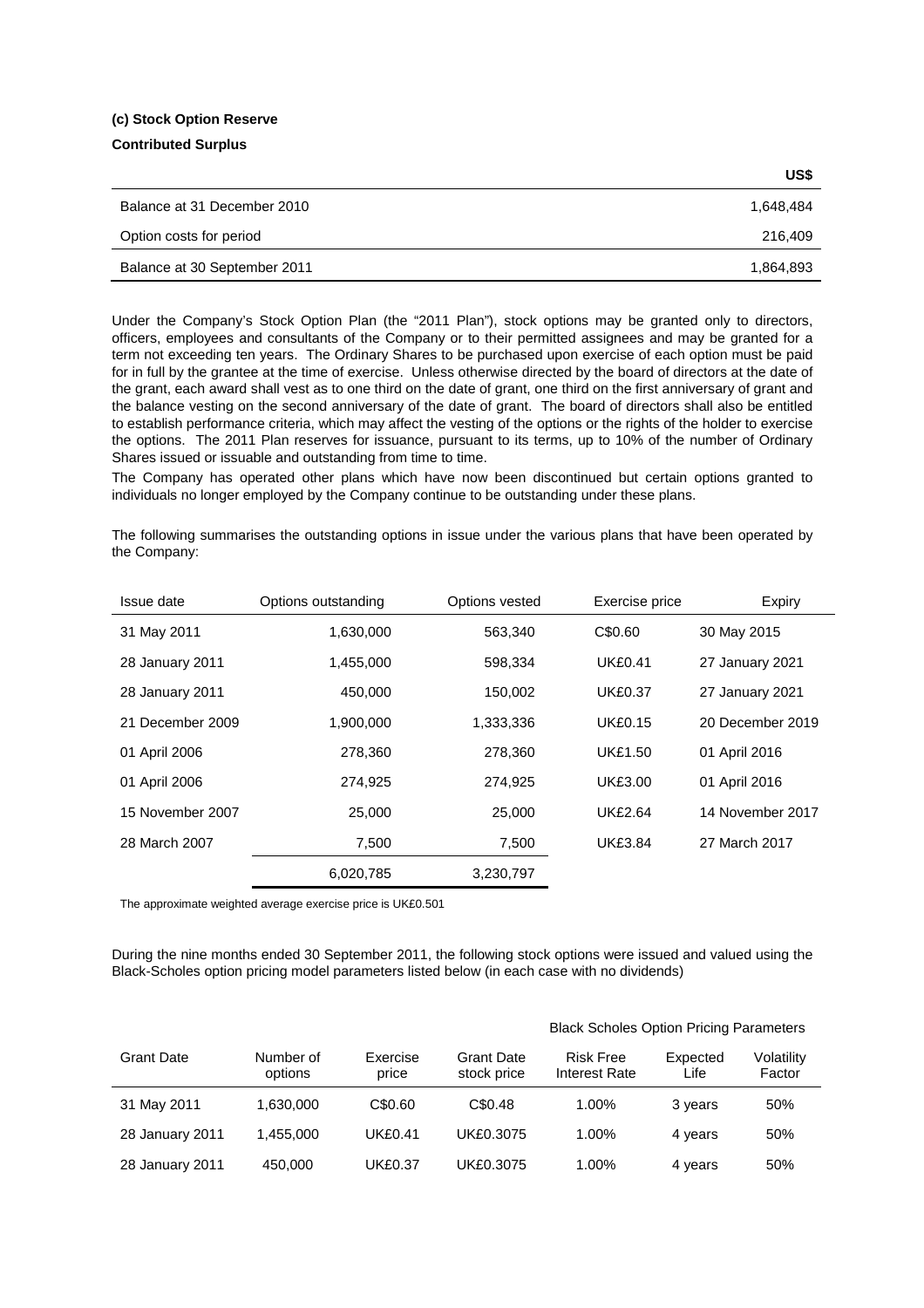**(c) Stock Option Reserve**

**Contributed Surplus**

| | US$ |
|---|---|
| Balance at 31 December 2010 | 1,648,484 |
| Option costs for period | 216,409 |
| Balance at 30 September 2011 | 1,864,893 |

Under the Company's Stock Option Plan (the "2011 Plan"), stock options may be granted only to directors, officers, employees and consultants of the Company or to their permitted assignees and may be granted for a term not exceeding ten years. The Ordinary Shares to be purchased upon exercise of each option must be paid for in full by the grantee at the time of exercise. Unless otherwise directed by the board of directors at the date of the grant, each award shall vest as to one third on the date of grant, one third on the first anniversary of grant and the balance vesting on the second anniversary of the date of grant. The board of directors shall also be entitled to establish performance criteria, which may affect the vesting of the options or the rights of the holder to exercise the options. The 2011 Plan reserves for issuance, pursuant to its terms, up to 10% of the number of Ordinary Shares issued or issuable and outstanding from time to time.

The Company has operated other plans which have now been discontinued but certain options granted to individuals no longer employed by the Company continue to be outstanding under these plans.

The following summarises the outstanding options in issue under the various plans that have been operated by the Company:

| Issue date | Options outstanding | Options vested | Exercise price | Expiry |
|---|---|---|---|---|
| 31 May 2011 | 1,630,000 | 563,340 | C$0.60 | 30 May 2015 |
| 28 January 2011 | 1,455,000 | 598,334 | UK£0.41 | 27 January 2021 |
| 28 January 2011 | 450,000 | 150,002 | UK£0.37 | 27 January 2021 |
| 21 December 2009 | 1,900,000 | 1,333,336 | UK£0.15 | 20 December 2019 |
| 01 April 2006 | 278,360 | 278,360 | UK£1.50 | 01 April 2016 |
| 01 April 2006 | 274,925 | 274,925 | UK£3.00 | 01 April 2016 |
| 15 November 2007 | 25,000 | 25,000 | UK£2.64 | 14 November 2017 |
| 28 March 2007 | 7,500 | 7,500 | UK£3.84 | 27 March 2017 |
| | 6,020,785 | 3,230,797 | | |

The approximate weighted average exercise price is UK£0.501

During the nine months ended 30 September 2011, the following stock options were issued and valued using the Black-Scholes option pricing model parameters listed below (in each case with no dividends)

| | | | | Black Scholes Option Pricing Parameters | | |
|---|---|---|---|---|---|---|
| Grant Date | Number of options | Exercise price | Grant Date stock price | Risk Free Interest Rate | Expected Life | Volatility Factor |
| 31 May 2011 | 1,630,000 | C$0.60 | C$0.48 | 1.00% | 3 years | 50% |
| 28 January 2011 | 1,455,000 | UK£0.41 | UK£0.3075 | 1.00% | 4 years | 50% |
| 28 January 2011 | 450,000 | UK£0.37 | UK£0.3075 | 1.00% | 4 years | 50% |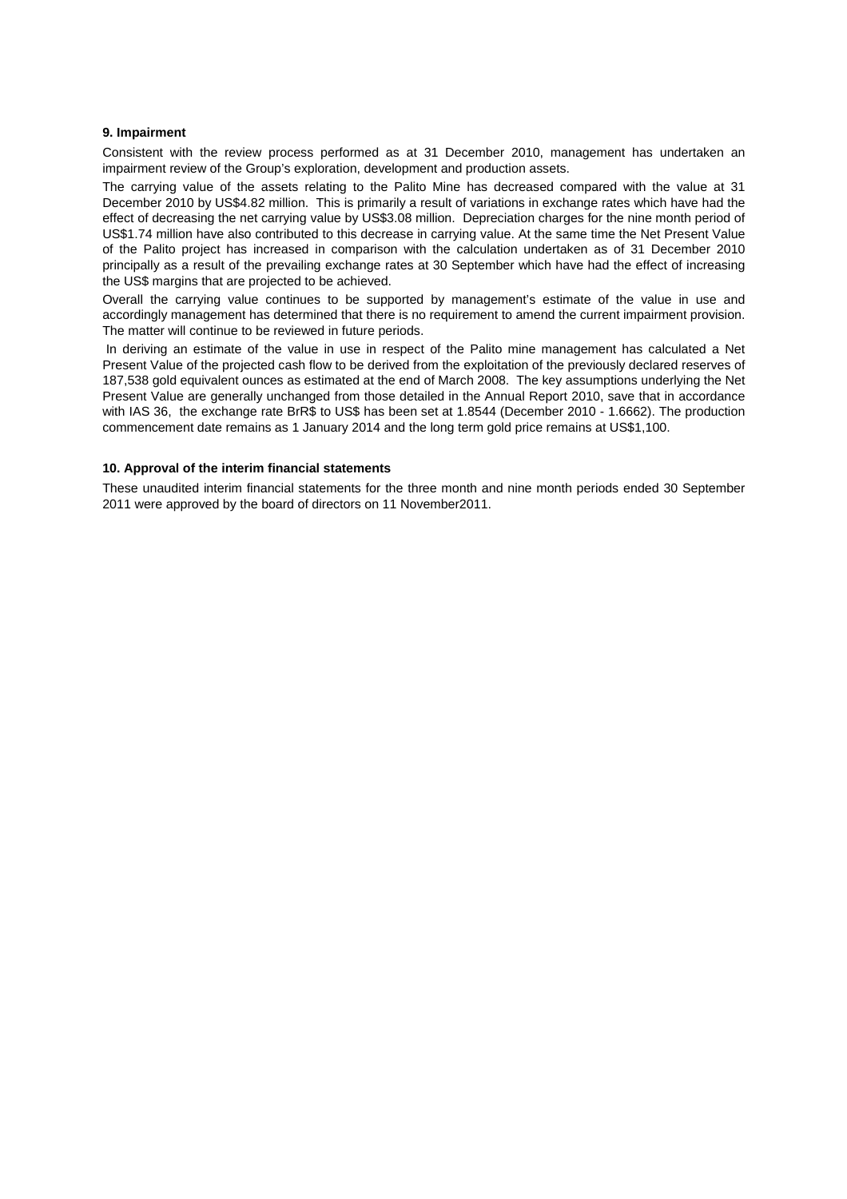**9. Impairment**

Consistent with the review process performed as at 31 December 2010, management has undertaken an impairment review of the Group's exploration, development and production assets.

The carrying value of the assets relating to the Palito Mine has decreased compared with the value at 31 December 2010 by US$4.82 million. This is primarily a result of variations in exchange rates which have had the effect of decreasing the net carrying value by US$3.08 million. Depreciation charges for the nine month period of US$1.74 million have also contributed to this decrease in carrying value. At the same time the Net Present Value of the Palito project has increased in comparison with the calculation undertaken as of 31 December 2010 principally as a result of the prevailing exchange rates at 30 September which have had the effect of increasing the US$ margins that are projected to be achieved.

Overall the carrying value continues to be supported by management's estimate of the value in use and accordingly management has determined that there is no requirement to amend the current impairment provision. The matter will continue to be reviewed in future periods.

In deriving an estimate of the value in use in respect of the Palito mine management has calculated a Net Present Value of the projected cash flow to be derived from the exploitation of the previously declared reserves of 187,538 gold equivalent ounces as estimated at the end of March 2008. The key assumptions underlying the Net Present Value are generally unchanged from those detailed in the Annual Report 2010, save that in accordance with IAS 36, the exchange rate BrR$ to US$ has been set at 1.8544 (December 2010 - 1.6662). The production commencement date remains as 1 January 2014 and the long term gold price remains at US$1,100.

**10. Approval of the interim financial statements**

These unaudited interim financial statements for the three month and nine month periods ended 30 September 2011 were approved by the board of directors on 11 November2011.